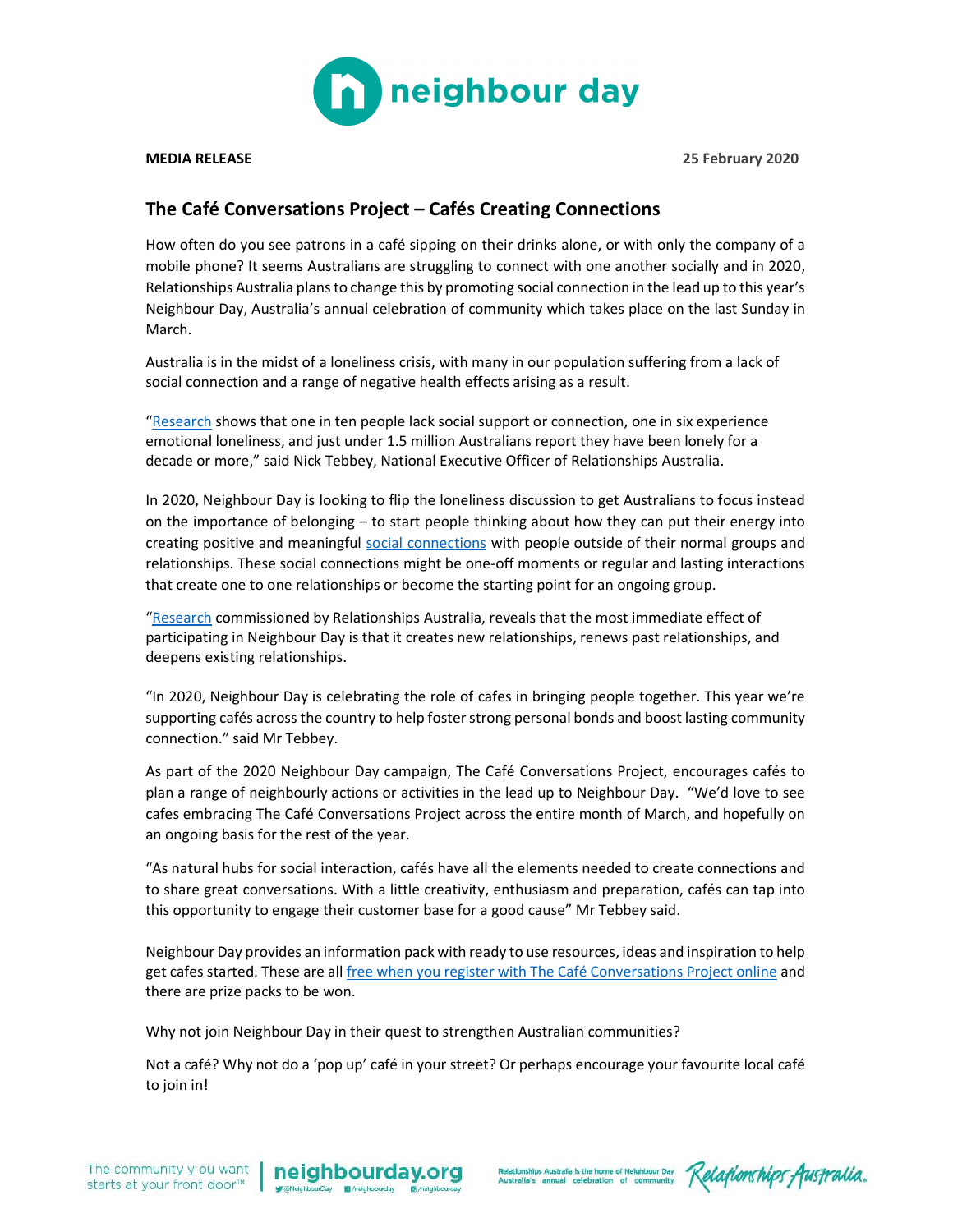**MEDIA RELEASE** **25 February 2020**

## The Café Conversations Project – Cafés Creating Connections

How often do you see patrons in a café sipping on their drinks alone, or with only the company of a mobile phone? It seems Australians are struggling to connect with one another socially and in 2020, Relationships Australia plans to change this by promoting social connection in the lead up to this year's Neighbour Day, Australia's annual celebration of community which takes place on the last Sunday in March.

Australia is in the midst of a loneliness crisis, with many in our population suffering from a lack of social connection and a range of negative health effects arising as a result.

"Research shows that one in ten people lack social support or connection, one in six experience emotional loneliness, and just under 1.5 million Australians report they have been lonely for a decade or more," said Nick Tebbey, National Executive Officer of Relationships Australia.

In 2020, Neighbour Day is looking to flip the loneliness discussion to get Australians to focus instead on the importance of belonging – to start people thinking about how they can put their energy into creating positive and meaningful social connections with people outside of their normal groups and relationships. These social connections might be one-off moments or regular and lasting interactions that create one to one relationships or become the starting point for an ongoing group.

"Research commissioned by Relationships Australia, reveals that the most immediate effect of participating in Neighbour Day is that it creates new relationships, renews past relationships, and deepens existing relationships.

"In 2020, Neighbour Day is celebrating the role of cafes in bringing people together. This year we're supporting cafés across the country to help foster strong personal bonds and boost lasting community connection." said Mr Tebbey.

As part of the 2020 Neighbour Day campaign, The Café Conversations Project, encourages cafés to plan a range of neighbourly actions or activities in the lead up to Neighbour Day. "We'd love to see cafes embracing The Café Conversations Project across the entire month of March, and hopefully on an ongoing basis for the rest of the year.

"As natural hubs for social interaction, cafés have all the elements needed to create connections and to share great conversations. With a little creativity, enthusiasm and preparation, cafés can tap into this opportunity to engage their customer base for a good cause" Mr Tebbey said.

Neighbour Day provides an information pack with ready to use resources, ideas and inspiration to help get cafes started. These are all free when you register with The Café Conversations Project online and there are prize packs to be won.

Why not join Neighbour Day in their quest to strengthen Australian communities?

Not a café? Why not do a 'pop up' café in your street? Or perhaps encourage your favourite local café to join in!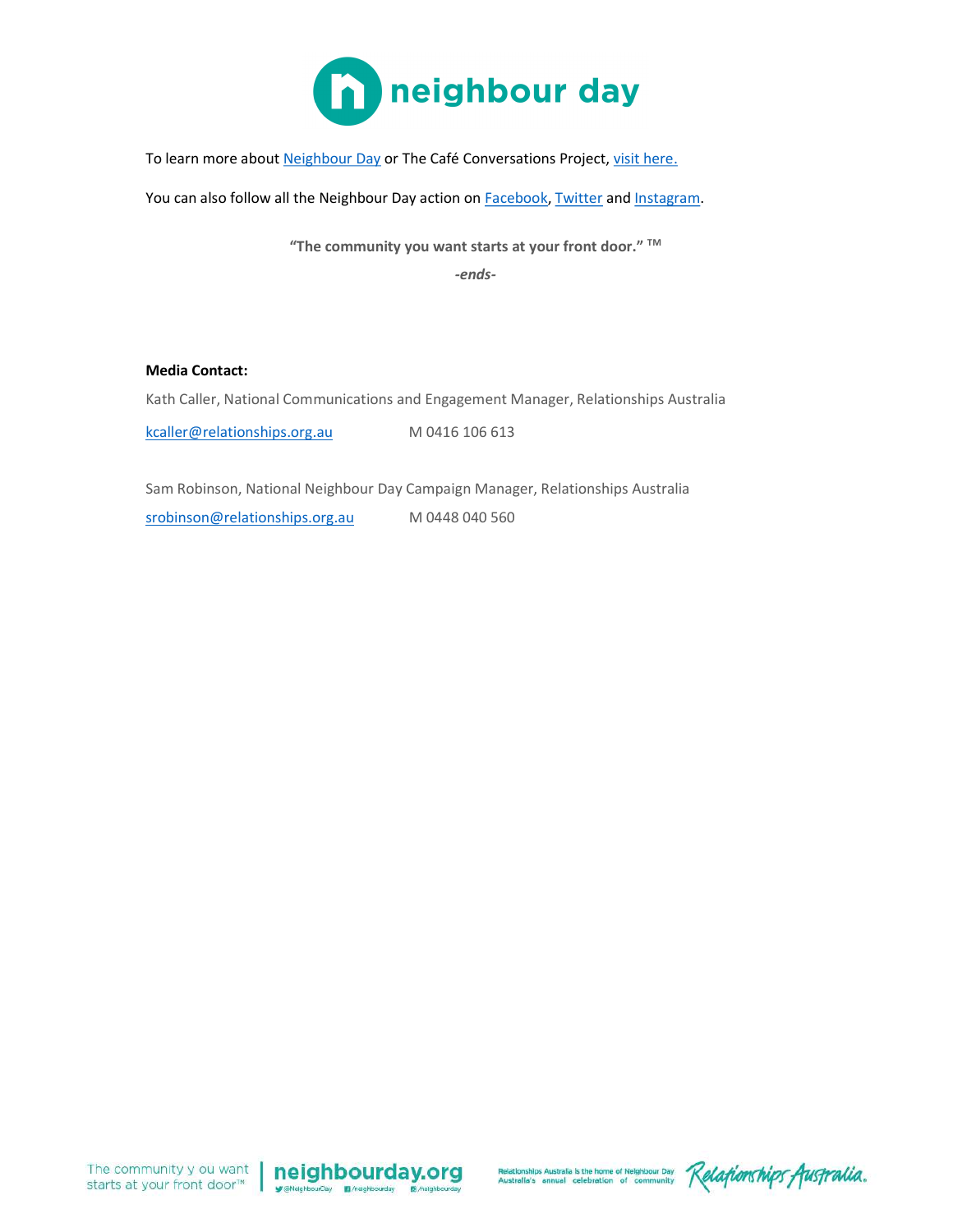To learn more about Neighbour Day or The Café Conversations Project, visit here.

You can also follow all the Neighbour Day action on Facebook, Twitter and Instagram.

**"The community you want starts at your front door." ™**

***-ends-***

**Media Contact:**

Kath Caller, National Communications and Engagement Manager, Relationships Australia

kcaller@relationships.org.au M 0416 106 613

Sam Robinson, National Neighbour Day Campaign Manager, Relationships Australia

srobinson@relationships.org.au M 0448 040 560